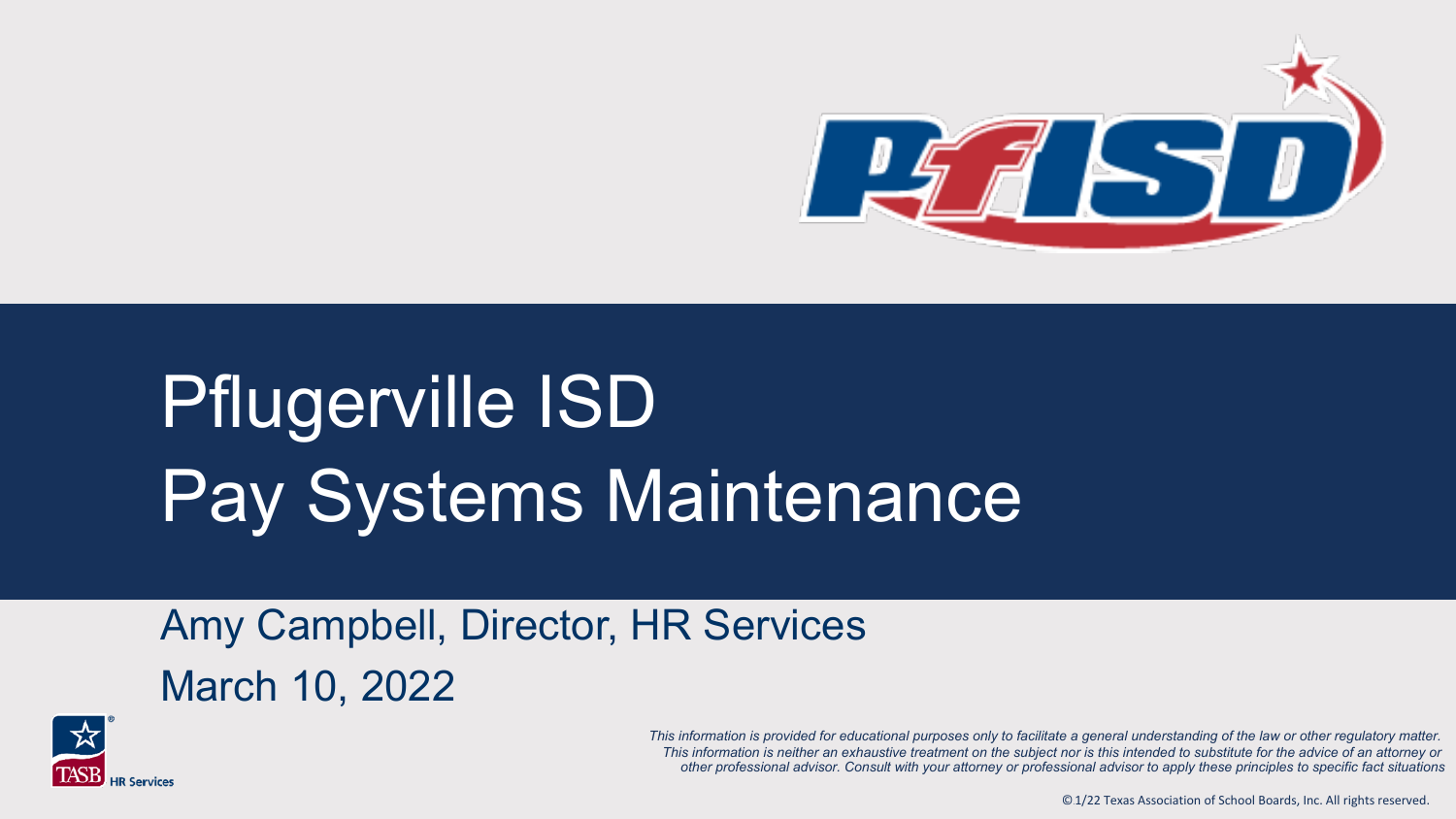# Pflugerville ISD
# Pay Systems Maintenance

Amy Campbell, Director, HR Services

March 10, 2022

TASB HR Services

*This information is provided for educational purposes only to facilitate a general understanding of the law or other regulatory matter. This information is neither an exhaustive treatment on the subject nor is this intended to substitute for the advice of an attorney or other professional advisor. Consult with your attorney or professional advisor to apply these principles to specific fact situations*

© 1/22 Texas Association of School Boards, Inc. All rights reserved.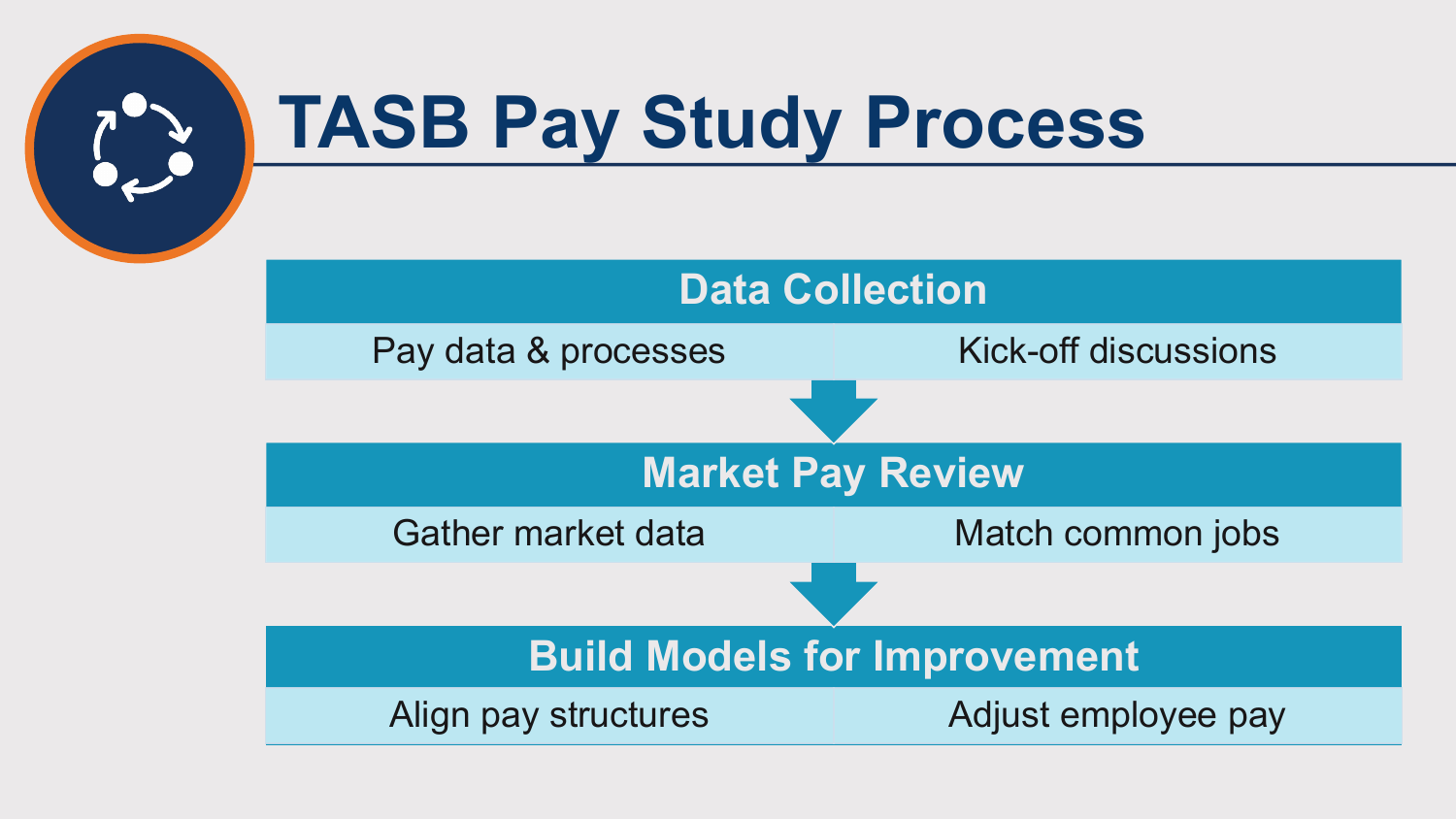# TASB Pay Study Process

## Data Collection

- Pay data & processes
- Kick-off discussions

## Market Pay Review

- Gather market data
- Match common jobs

## Build Models for Improvement

- Align pay structures
- Adjust employee pay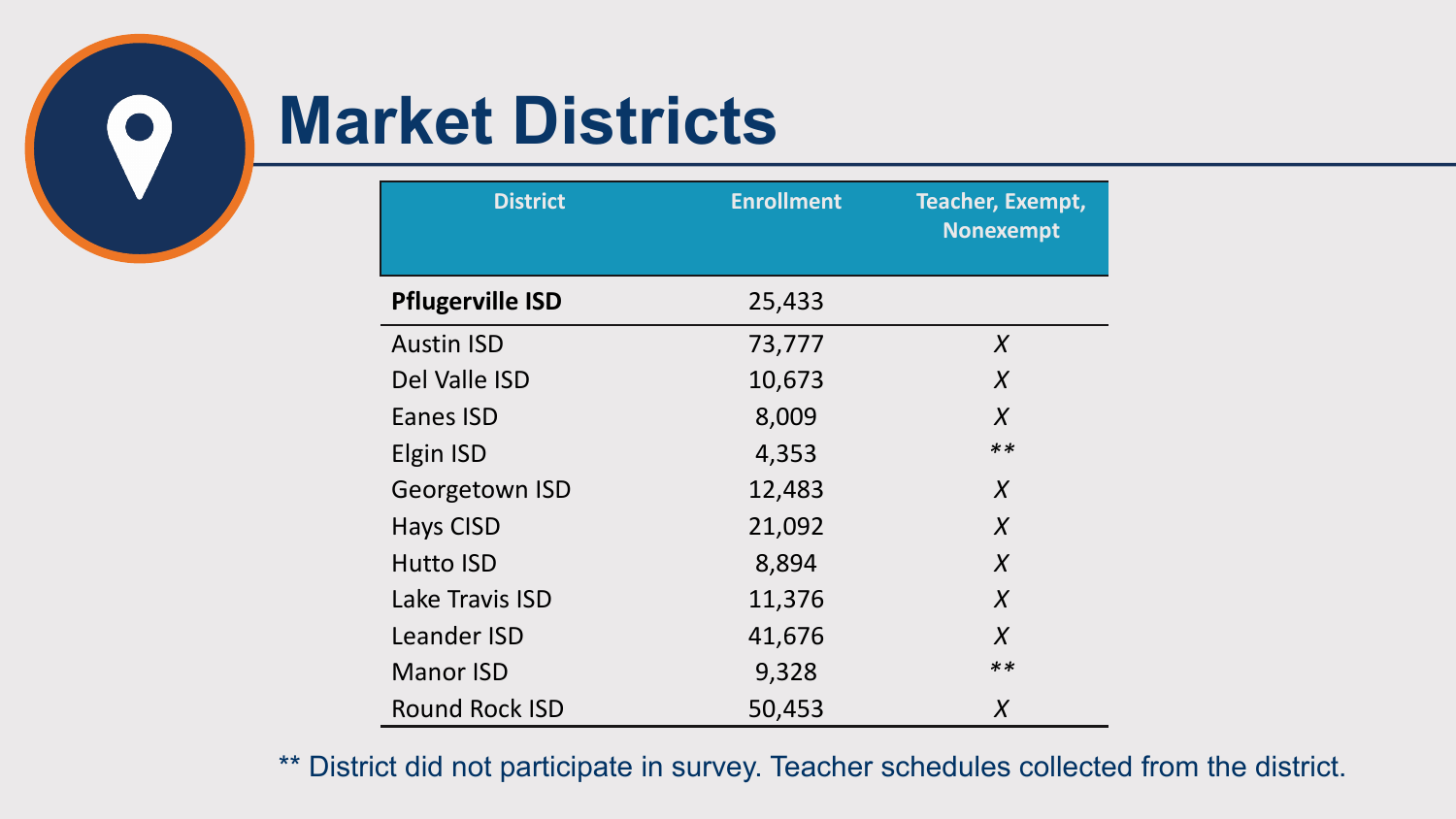# Market Districts

| District | Enrollment | Teacher, Exempt, Nonexempt |
| --- | --- | --- |
| **Pflugerville ISD** | 25,433 | |
| Austin ISD | 73,777 | *X* |
| Del Valle ISD | 10,673 | *X* |
| Eanes ISD | 8,009 | *X* |
| Elgin ISD | 4,353 | ** |
| Georgetown ISD | 12,483 | *X* |
| Hays CISD | 21,092 | *X* |
| Hutto ISD | 8,894 | *X* |
| Lake Travis ISD | 11,376 | *X* |
| Leander ISD | 41,676 | *X* |
| Manor ISD | 9,328 | ** |
| Round Rock ISD | 50,453 | *X* |

** District did not participate in survey. Teacher schedules collected from the district.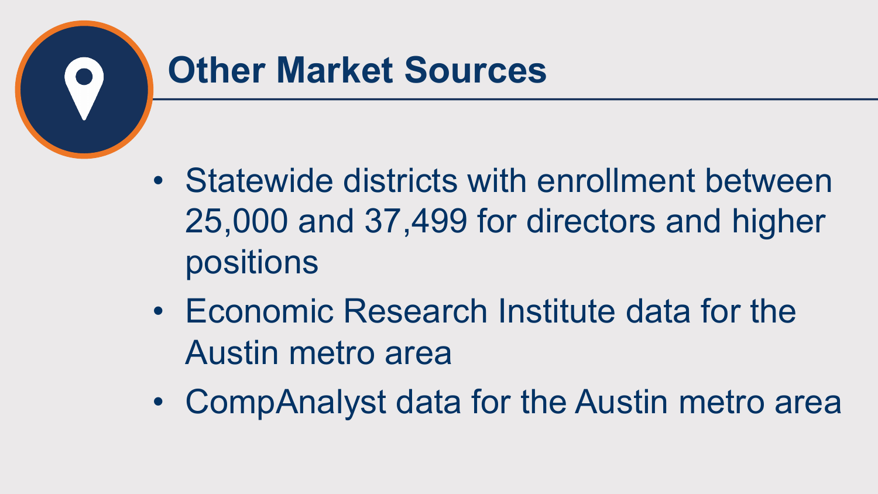# Other Market Sources

- Statewide districts with enrollment between 25,000 and 37,499 for directors and higher positions
- Economic Research Institute data for the Austin metro area
- CompAnalyst data for the Austin metro area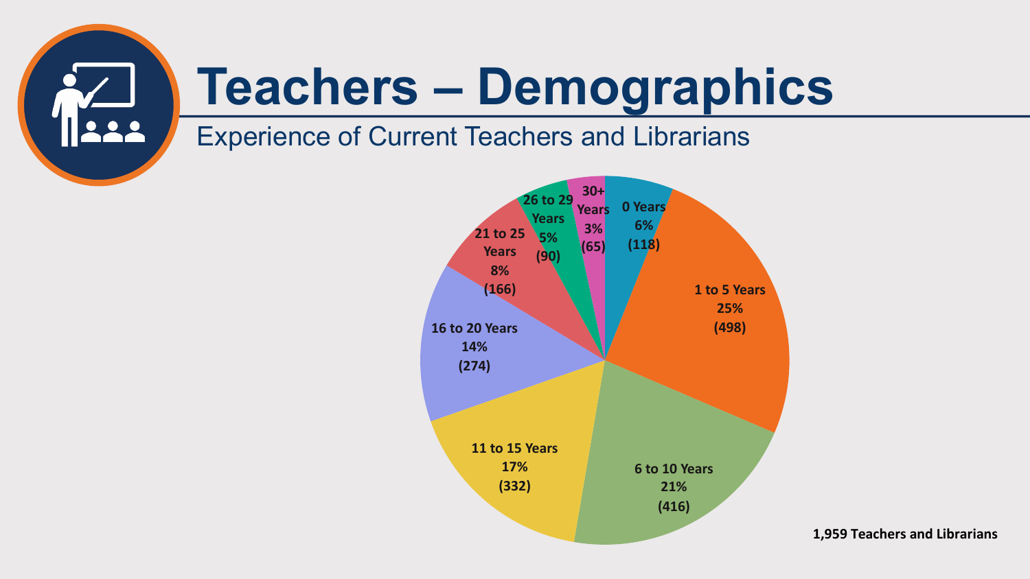# Teachers – Demographics

## Experience of Current Teachers and Librarians

| Experience | Percent | Count |
|---|---|---|
| 0 Years | 6% | (118) |
| 1 to 5 Years | 25% | (498) |
| 6 to 10 Years | 21% | (416) |
| 11 to 15 Years | 17% | (332) |
| 16 to 20 Years | 14% | (274) |
| 21 to 25 Years | 8% | (166) |
| 26 to 29 Years | 5% | (90) |
| 30+ Years | 3% | (65) |

**1,959 Teachers and Librarians**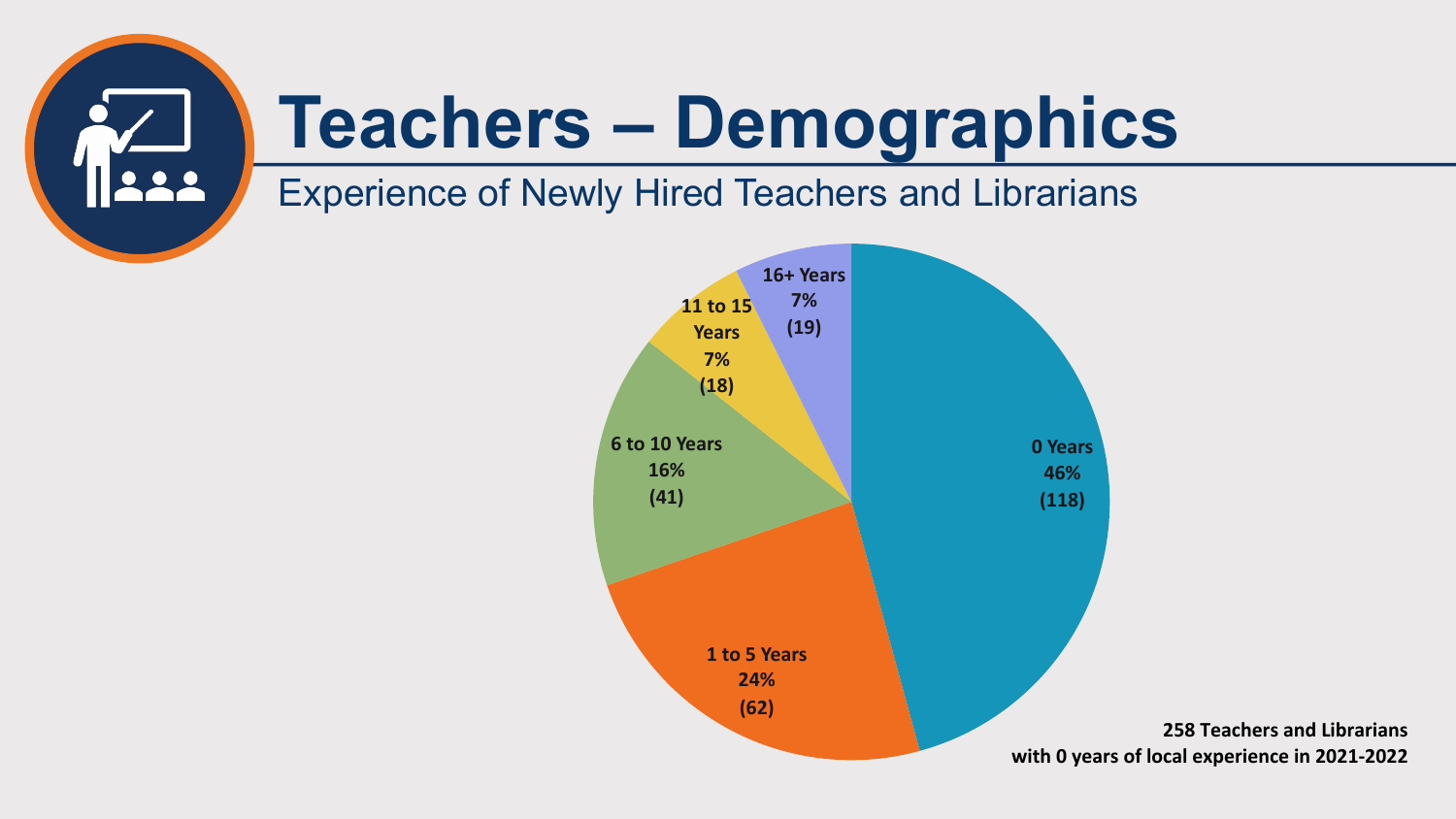# Teachers – Demographics

## Experience of Newly Hired Teachers and Librarians

| Experience | Percent | Count |
| --- | --- | --- |
| 0 Years | 46% | (118) |
| 1 to 5 Years | 24% | (62) |
| 6 to 10 Years | 16% | (41) |
| 11 to 15 Years | 7% | (18) |
| 16+ Years | 7% | (19) |

**258 Teachers and Librarians with 0 years of local experience in 2021-2022**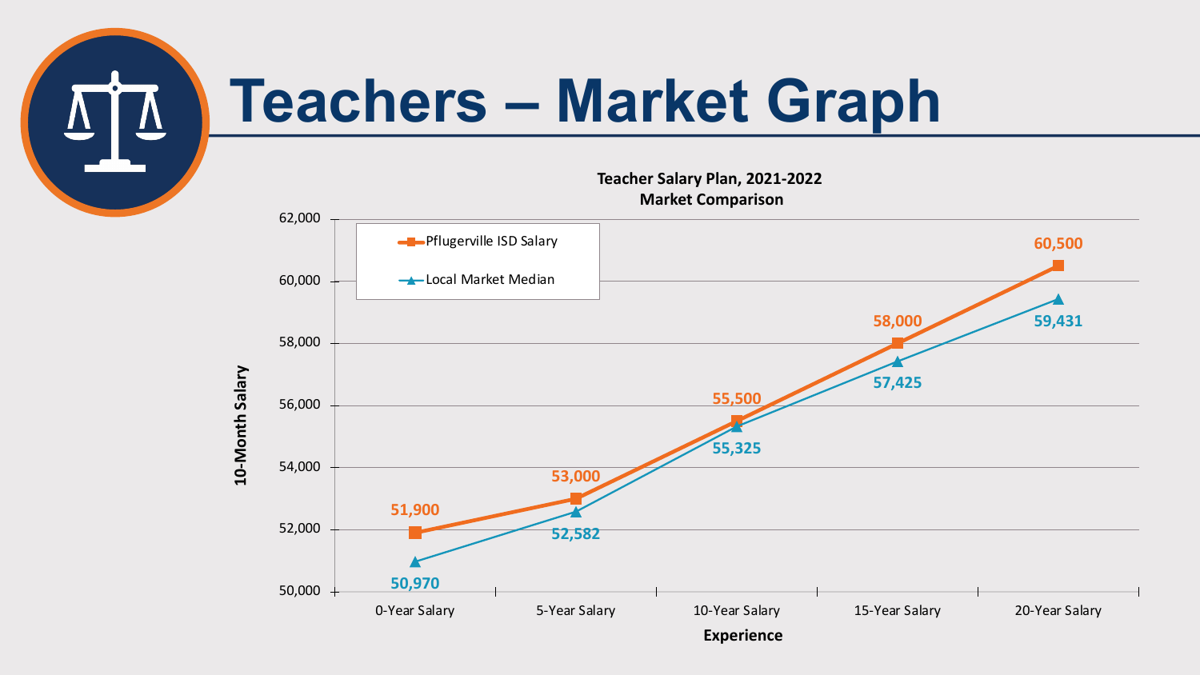# Teachers – Market Graph

**Teacher Salary Plan, 2021-2022**
**Market Comparison**

| Experience | Pflugerville ISD Salary | Local Market Median |
|---|---|---|
| 0-Year Salary | 51,900 | 50,970 |
| 5-Year Salary | 53,000 | 52,582 |
| 10-Year Salary | 55,500 | 55,325 |
| 15-Year Salary | 58,000 | 57,425 |
| 20-Year Salary | 60,500 | 59,431 |

10-Month Salary

Experience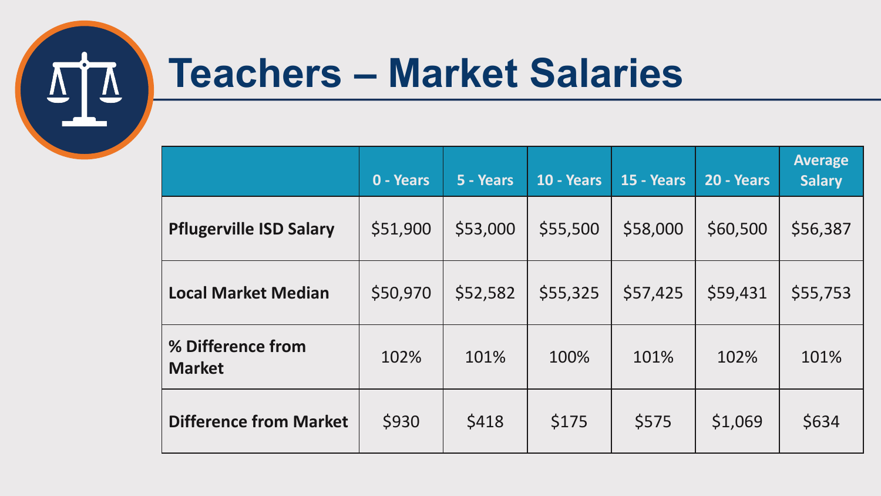# Teachers – Market Salaries

| | 0 - Years | 5 - Years | 10 - Years | 15 - Years | 20 - Years | Average Salary |
|---|---|---|---|---|---|---|
| **Pflugerville ISD Salary** | $51,900 | $53,000 | $55,500 | $58,000 | $60,500 | $56,387 |
| **Local Market Median** | $50,970 | $52,582 | $55,325 | $57,425 | $59,431 | $55,753 |
| **% Difference from Market** | 102% | 101% | 100% | 101% | 102% | 101% |
| **Difference from Market** | $930 | $418 | $175 | $575 | $1,069 | $634 |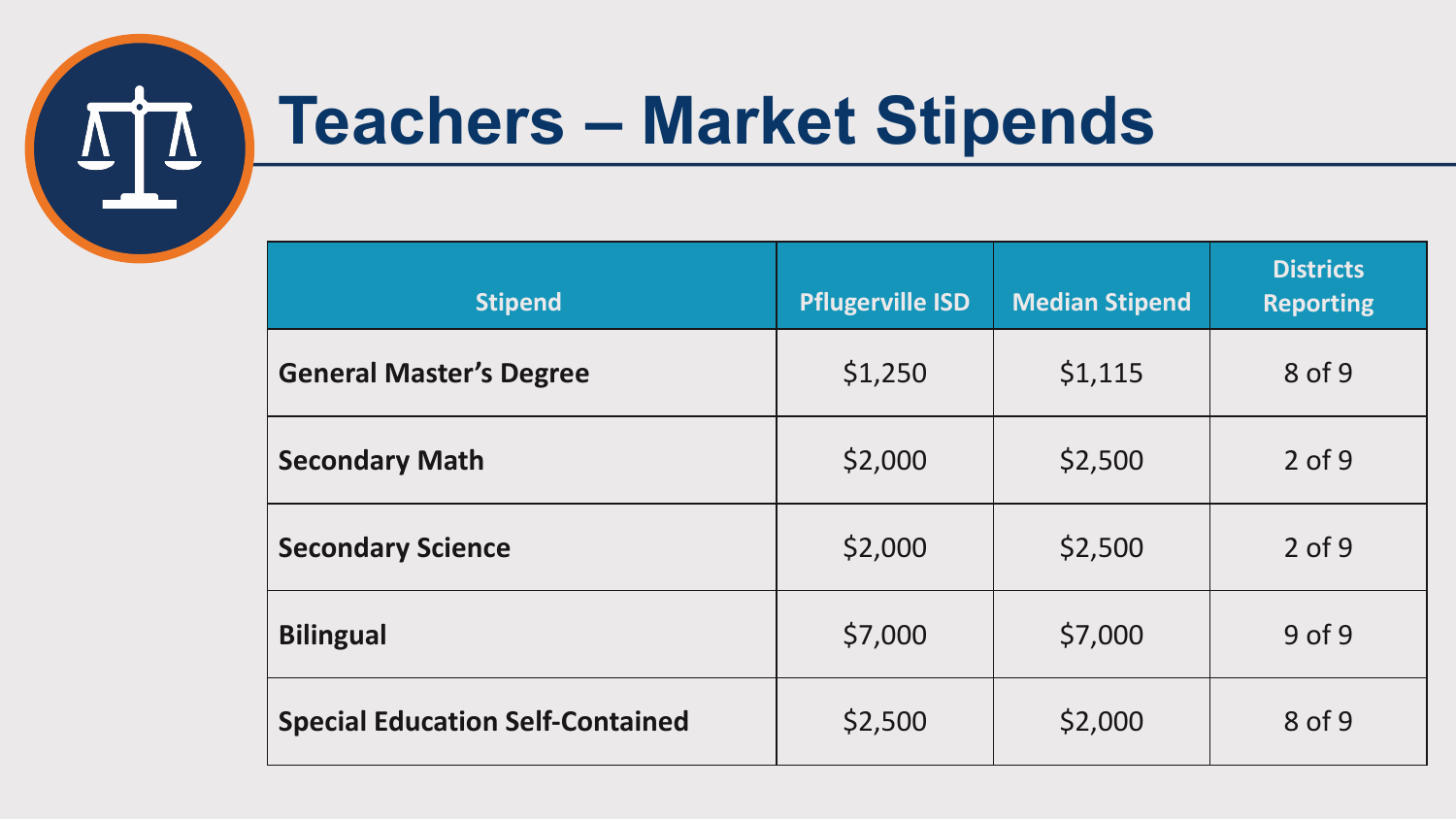# Teachers – Market Stipends

| Stipend | Pflugerville ISD | Median Stipend | Districts Reporting |
|---|---|---|---|
| **General Master's Degree** | $1,250 | $1,115 | 8 of 9 |
| **Secondary Math** | $2,000 | $2,500 | 2 of 9 |
| **Secondary Science** | $2,000 | $2,500 | 2 of 9 |
| **Bilingual** | $7,000 | $7,000 | 9 of 9 |
| **Special Education Self-Contained** | $2,500 | $2,000 | 8 of 9 |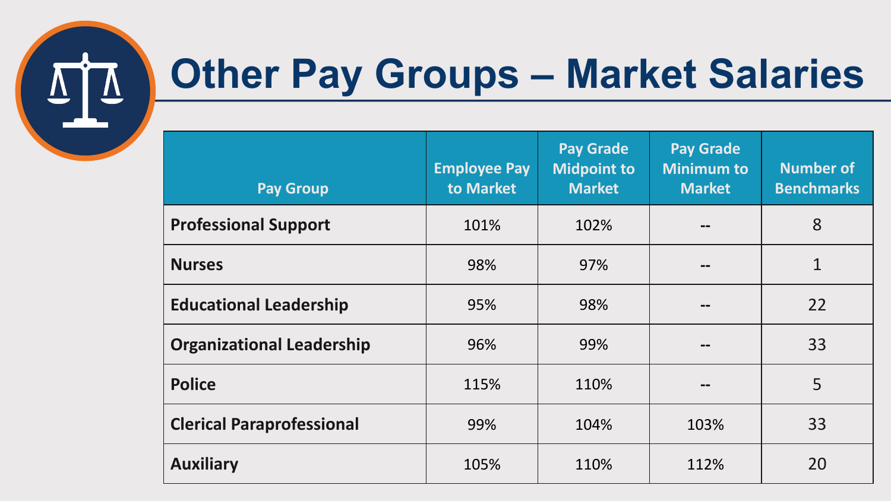# Other Pay Groups – Market Salaries

| Pay Group | Employee Pay to Market | Pay Grade Midpoint to Market | Pay Grade Minimum to Market | Number of Benchmarks |
|---|---|---|---|---|
| **Professional Support** | 101% | 102% | -- | 8 |
| **Nurses** | 98% | 97% | -- | 1 |
| **Educational Leadership** | 95% | 98% | -- | 22 |
| **Organizational Leadership** | 96% | 99% | -- | 33 |
| **Police** | 115% | 110% | -- | 5 |
| **Clerical Paraprofessional** | 99% | 104% | 103% | 33 |
| **Auxiliary** | 105% | 110% | 112% | 20 |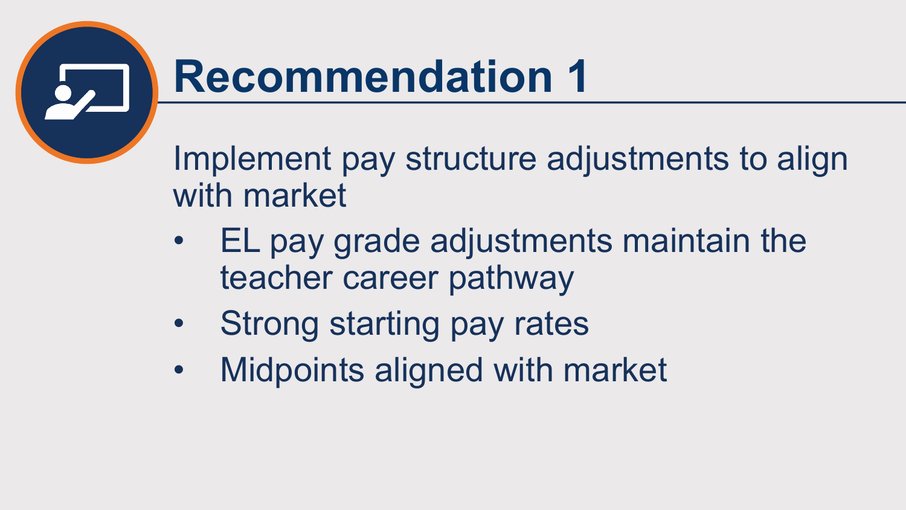# Recommendation 1

Implement pay structure adjustments to align with market

- EL pay grade adjustments maintain the teacher career pathway
- Strong starting pay rates
- Midpoints aligned with market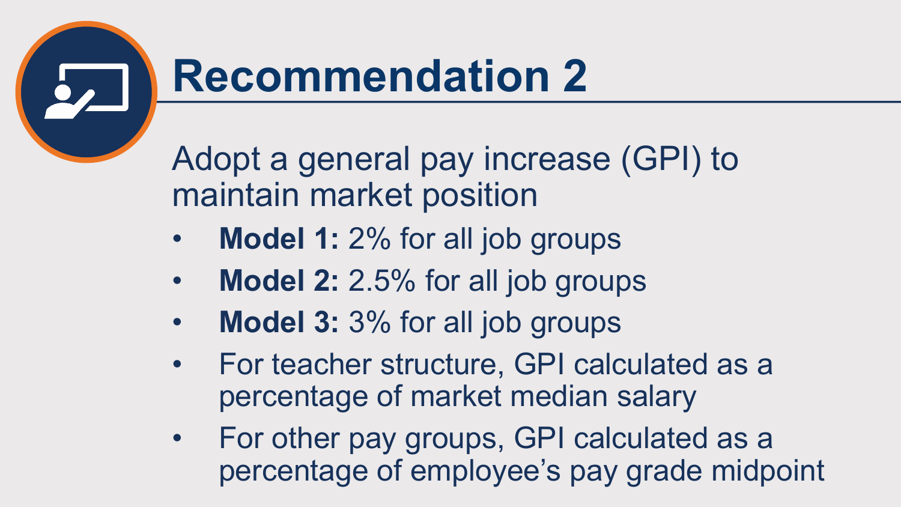# Recommendation 2

Adopt a general pay increase (GPI) to maintain market position

- **Model 1:** 2% for all job groups
- **Model 2:** 2.5% for all job groups
- **Model 3:** 3% for all job groups
- For teacher structure, GPI calculated as a percentage of market median salary
- For other pay groups, GPI calculated as a percentage of employee’s pay grade midpoint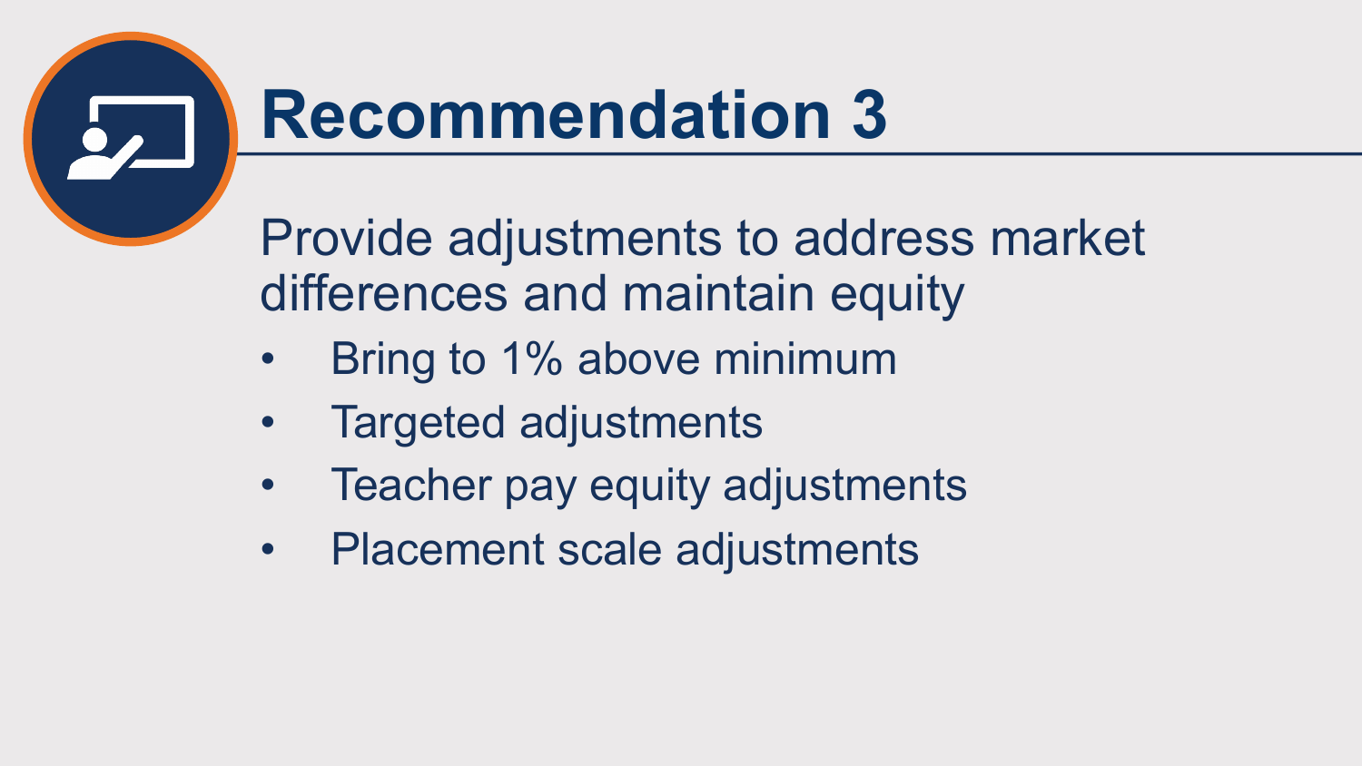# Recommendation 3

Provide adjustments to address market differences and maintain equity

- Bring to 1% above minimum
- Targeted adjustments
- Teacher pay equity adjustments
- Placement scale adjustments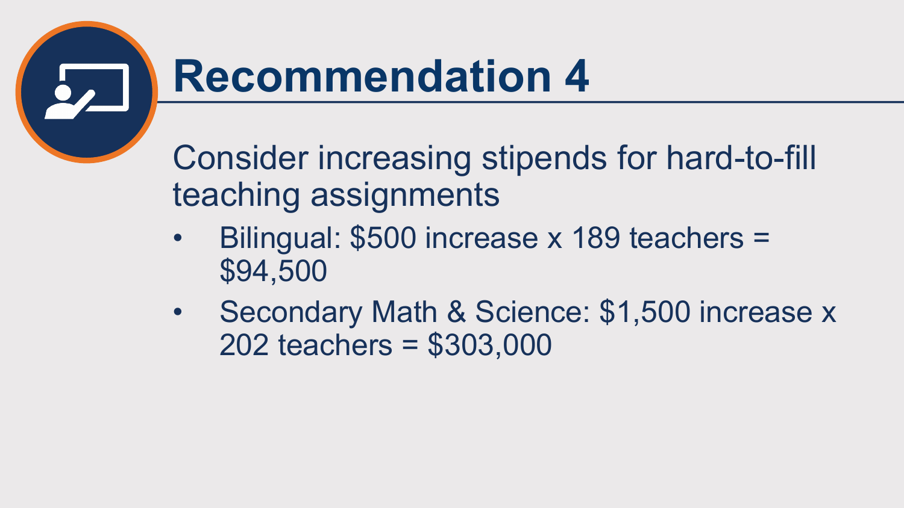# Recommendation 4

Consider increasing stipends for hard-to-fill teaching assignments

- Bilingual: $500 increase x 189 teachers = $94,500
- Secondary Math & Science: $1,500 increase x 202 teachers = $303,000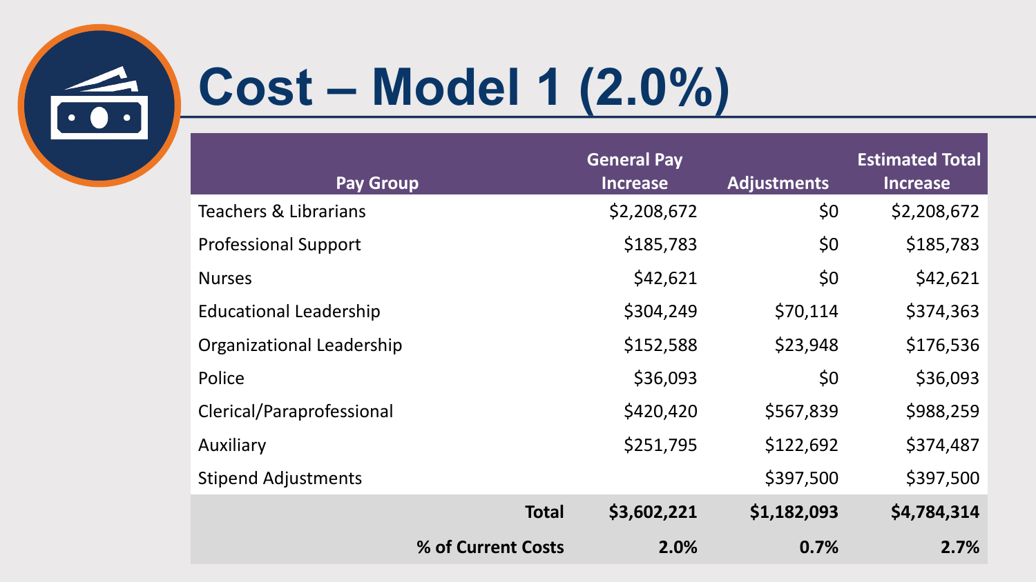# Cost – Model 1 (2.0%)

| Pay Group | General Pay Increase | Adjustments | Estimated Total Increase |
|---|---|---|---|
| Teachers & Librarians | $2,208,672 | $0 | $2,208,672 |
| Professional Support | $185,783 | $0 | $185,783 |
| Nurses | $42,621 | $0 | $42,621 |
| Educational Leadership | $304,249 | $70,114 | $374,363 |
| Organizational Leadership | $152,588 | $23,948 | $176,536 |
| Police | $36,093 | $0 | $36,093 |
| Clerical/Paraprofessional | $420,420 | $567,839 | $988,259 |
| Auxiliary | $251,795 | $122,692 | $374,487 |
| Stipend Adjustments | | $397,500 | $397,500 |
| **Total** | **$3,602,221** | **$1,182,093** | **$4,784,314** |
| **% of Current Costs** | **2.0%** | **0.7%** | **2.7%** |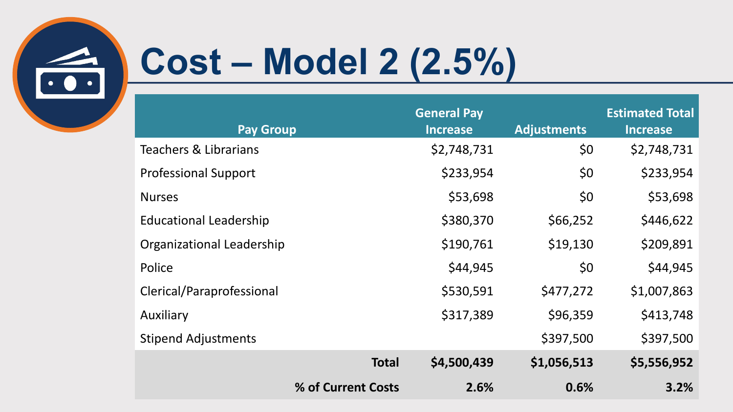# Cost – Model 2 (2.5%)

| Pay Group | General Pay Increase | Adjustments | Estimated Total Increase |
|---|---|---|---|
| Teachers & Librarians | $2,748,731 | $0 | $2,748,731 |
| Professional Support | $233,954 | $0 | $233,954 |
| Nurses | $53,698 | $0 | $53,698 |
| Educational Leadership | $380,370 | $66,252 | $446,622 |
| Organizational Leadership | $190,761 | $19,130 | $209,891 |
| Police | $44,945 | $0 | $44,945 |
| Clerical/Paraprofessional | $530,591 | $477,272 | $1,007,863 |
| Auxiliary | $317,389 | $96,359 | $413,748 |
| Stipend Adjustments | | $397,500 | $397,500 |
| **Total** | **$4,500,439** | **$1,056,513** | **$5,556,952** |
| **% of Current Costs** | **2.6%** | **0.6%** | **3.2%** |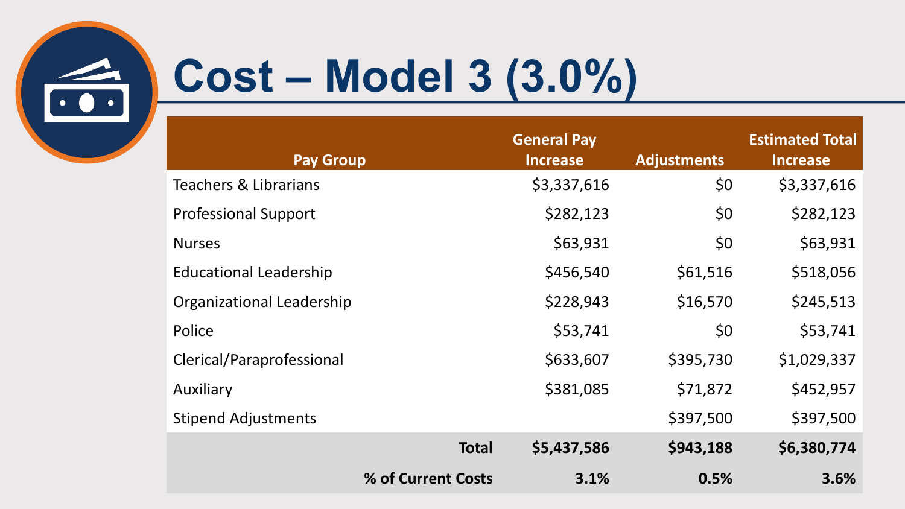# Cost – Model 3 (3.0%)

| Pay Group | General Pay Increase | Adjustments | Estimated Total Increase |
|---|---|---|---|
| Teachers & Librarians | $3,337,616 | $0 | $3,337,616 |
| Professional Support | $282,123 | $0 | $282,123 |
| Nurses | $63,931 | $0 | $63,931 |
| Educational Leadership | $456,540 | $61,516 | $518,056 |
| Organizational Leadership | $228,943 | $16,570 | $245,513 |
| Police | $53,741 | $0 | $53,741 |
| Clerical/Paraprofessional | $633,607 | $395,730 | $1,029,337 |
| Auxiliary | $381,085 | $71,872 | $452,957 |
| Stipend Adjustments | | $397,500 | $397,500 |
| **Total** | **$5,437,586** | **$943,188** | **$6,380,774** |
| **% of Current Costs** | **3.1%** | **0.5%** | **3.6%** |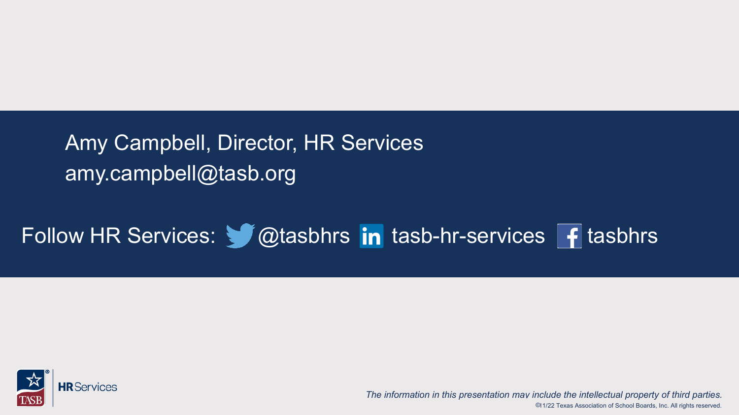Amy Campbell, Director, HR Services

amy.campbell@tasb.org

Follow HR Services: @tasbhrs tasb-hr-services tasbhrs

TASB HR Services

*The information in this presentation may include the intellectual property of third parties.*

©11/22 Texas Association of School Boards, Inc. All rights reserved.